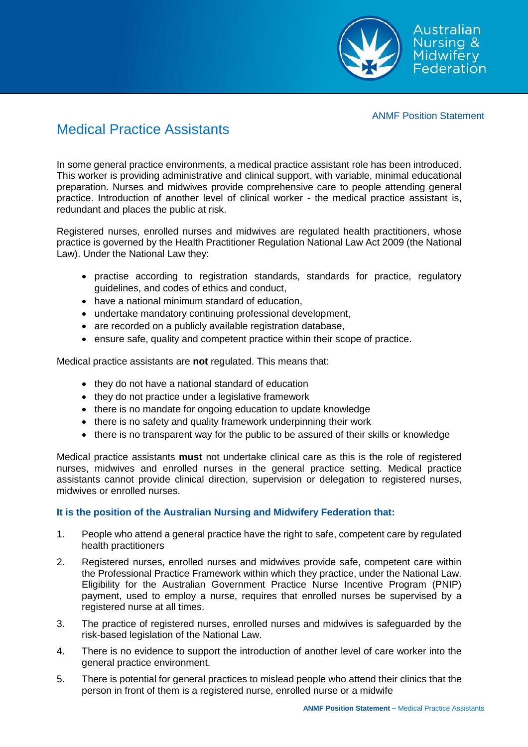ANMF Position Statement

# Medical Practice Assistants

In some general practice environments, a medical practice assistant role has been introduced. This worker is providing administrative and clinical support, with variable, minimal educational preparation. Nurses and midwives provide comprehensive care to people attending general practice. Introduction of another level of clinical worker - the medical practice assistant is, redundant and places the public at risk.

Registered nurses, enrolled nurses and midwives are regulated health practitioners, whose practice is governed by the Health Practitioner Regulation National Law Act 2009 (the National Law). Under the National Law they:

- practise according to registration standards, standards for practice, regulatory guidelines, and codes of ethics and conduct,
- have a national minimum standard of education,
- undertake mandatory continuing professional development,
- are recorded on a publicly available registration database,
- ensure safe, quality and competent practice within their scope of practice.

Medical practice assistants are **not** regulated. This means that:

- they do not have a national standard of education
- they do not practice under a legislative framework
- there is no mandate for ongoing education to update knowledge
- there is no safety and quality framework underpinning their work
- there is no transparent way for the public to be assured of their skills or knowledge

Medical practice assistants **must** not undertake clinical care as this is the role of registered nurses, midwives and enrolled nurses in the general practice setting. Medical practice assistants cannot provide clinical direction, supervision or delegation to registered nurses, midwives or enrolled nurses.

### It is the position of the Australian Nursing and Midwifery Federation that:

1. People who attend a general practice have the right to safe, competent care by regulated health practitioners
2. Registered nurses, enrolled nurses and midwives provide safe, competent care within the Professional Practice Framework within which they practice, under the National Law. Eligibility for the Australian Government Practice Nurse Incentive Program (PNIP) payment, used to employ a nurse, requires that enrolled nurses be supervised by a registered nurse at all times.
3. The practice of registered nurses, enrolled nurses and midwives is safeguarded by the risk-based legislation of the National Law.
4. There is no evidence to support the introduction of another level of care worker into the general practice environment.
5. There is potential for general practices to mislead people who attend their clinics that the person in front of them is a registered nurse, enrolled nurse or a midwife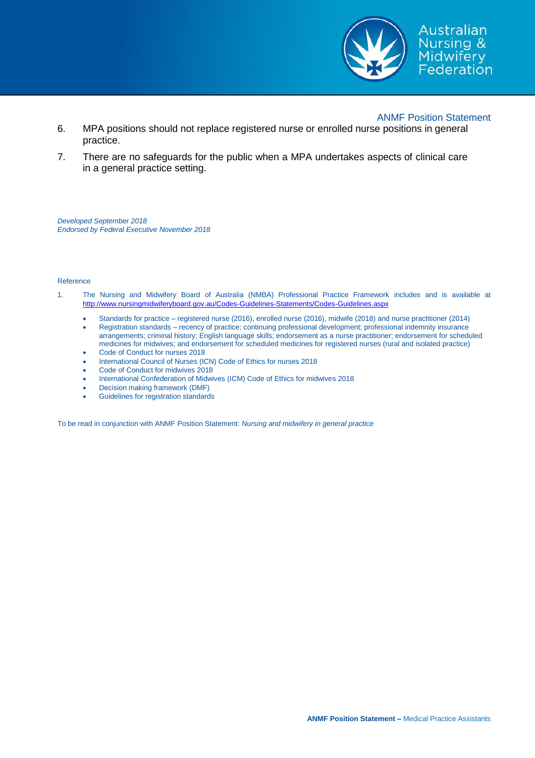6. MPA positions should not replace registered nurse or enrolled nurse positions in general practice.

7. There are no safeguards for the public when a MPA undertakes aspects of clinical care in a general practice setting.

*Developed September 2018*
*Endorsed by Federal Executive November 2018*

Reference

1. The Nursing and Midwifery Board of Australia (NMBA) Professional Practice Framework includes and is available at http://www.nursingmidwiferyboard.gov.au/Codes-Guidelines-Statements/Codes-Guidelines.aspx
   - Standards for practice – registered nurse (2016), enrolled nurse (2016), midwife (2018) and nurse practitioner (2014)
   - Registration standards – recency of practice; continuing professional development; professional indemnity insurance arrangements; criminal history; English language skills; endorsement as a nurse practitioner; endorsement for scheduled medicines for midwives; and endorsement for scheduled medicines for registered nurses (rural and isolated practice)
   - Code of Conduct for nurses 2018
   - International Council of Nurses (ICN) Code of Ethics for nurses 2018
   - Code of Conduct for midwives 2018
   - International Confederation of Midwives (ICM) Code of Ethics for midwives 2018
   - Decision making framework (DMF)
   - Guidelines for registration standards

To be read in conjunction with ANMF Position Statement: *Nursing and midwifery in general practice*